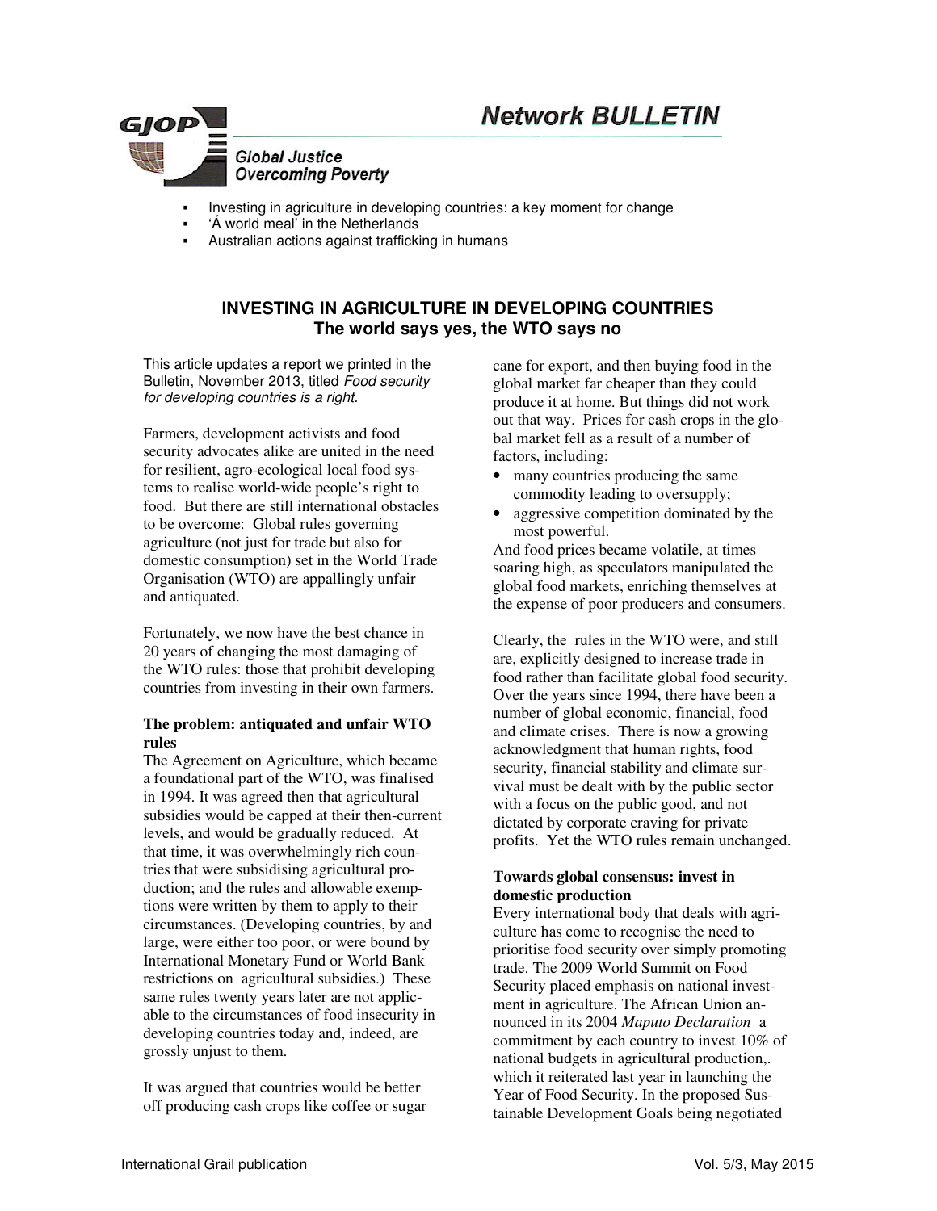# Network BULLETIN

GJOP Global Justice Overcoming Poverty

- Investing in agriculture in developing countries: a key moment for change
- 'Á world meal' in the Netherlands
- Australian actions against trafficking in humans

## INVESTING IN AGRICULTURE IN DEVELOPING COUNTRIES
### The world says yes, the WTO says no

This article updates a report we printed in the Bulletin, November 2013, titled *Food security for developing countries is a right*.

Farmers, development activists and food security advocates alike are united in the need for resilient, agro-ecological local food systems to realise world-wide people's right to food. But there are still international obstacles to be overcome: Global rules governing agriculture (not just for trade but also for domestic consumption) set in the World Trade Organisation (WTO) are appallingly unfair and antiquated.

Fortunately, we now have the best chance in 20 years of changing the most damaging of the WTO rules: those that prohibit developing countries from investing in their own farmers.

**The problem: antiquated and unfair WTO rules**

The Agreement on Agriculture, which became a foundational part of the WTO, was finalised in 1994. It was agreed then that agricultural subsidies would be capped at their then-current levels, and would be gradually reduced. At that time, it was overwhelmingly rich countries that were subsidising agricultural production; and the rules and allowable exemptions were written by them to apply to their circumstances. (Developing countries, by and large, were either too poor, or were bound by International Monetary Fund or World Bank restrictions on agricultural subsidies.) These same rules twenty years later are not applicable to the circumstances of food insecurity in developing countries today and, indeed, are grossly unjust to them.

It was argued that countries would be better off producing cash crops like coffee or sugar cane for export, and then buying food in the global market far cheaper than they could produce it at home. But things did not work out that way. Prices for cash crops in the global market fell as a result of a number of factors, including:

- many countries producing the same commodity leading to oversupply;
- aggressive competition dominated by the most powerful.

And food prices became volatile, at times soaring high, as speculators manipulated the global food markets, enriching themselves at the expense of poor producers and consumers.

Clearly, the rules in the WTO were, and still are, explicitly designed to increase trade in food rather than facilitate global food security. Over the years since 1994, there have been a number of global economic, financial, food and climate crises. There is now a growing acknowledgment that human rights, food security, financial stability and climate survival must be dealt with by the public sector with a focus on the public good, and not dictated by corporate craving for private profits. Yet the WTO rules remain unchanged.

**Towards global consensus: invest in domestic production**

Every international body that deals with agriculture has come to recognise the need to prioritise food security over simply promoting trade. The 2009 World Summit on Food Security placed emphasis on national investment in agriculture. The African Union announced in its 2004 *Maputo Declaration* a commitment by each country to invest 10% of national budgets in agricultural production,. which it reiterated last year in launching the Year of Food Security. In the proposed Sustainable Development Goals being negotiated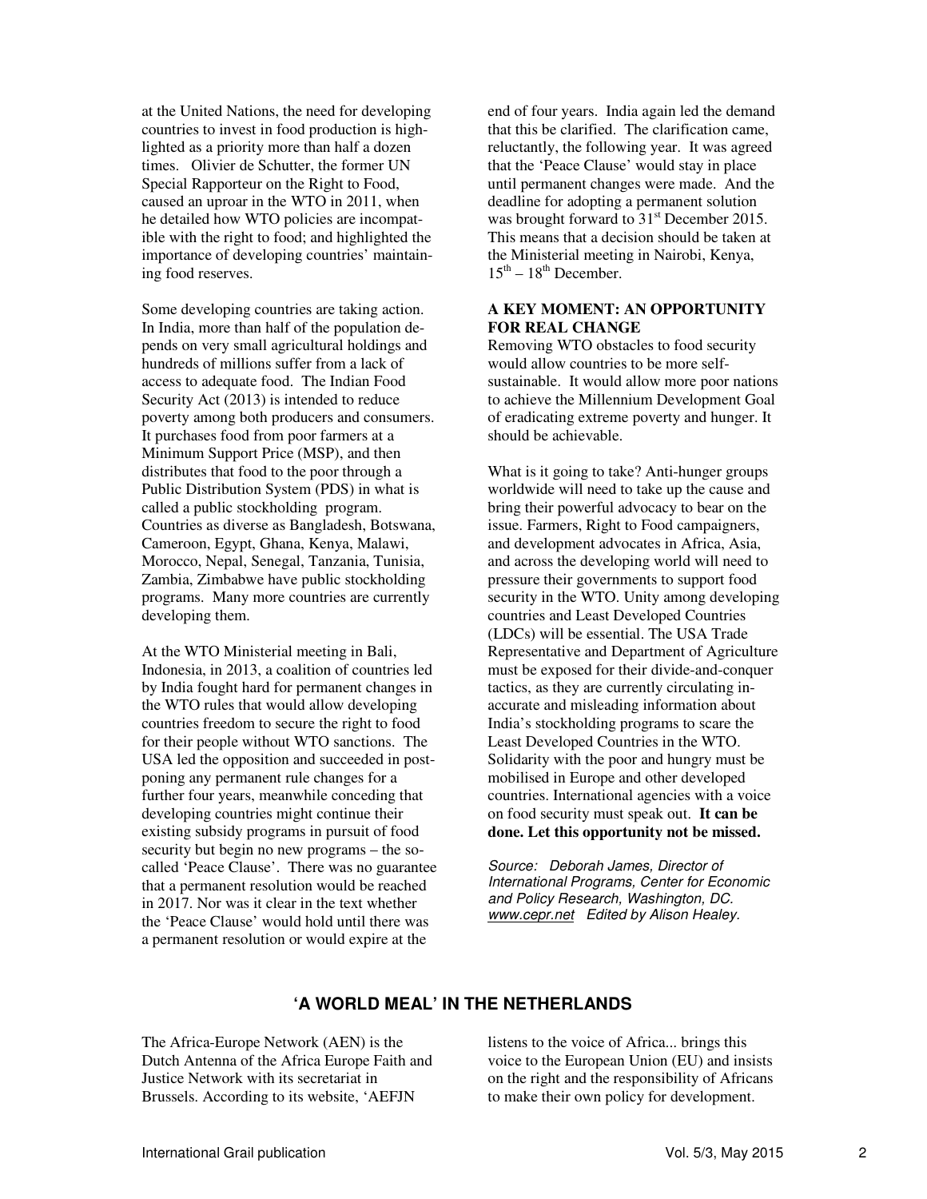at the United Nations, the need for developing countries to invest in food production is highlighted as a priority more than half a dozen times. Olivier de Schutter, the former UN Special Rapporteur on the Right to Food, caused an uproar in the WTO in 2011, when he detailed how WTO policies are incompatible with the right to food; and highlighted the importance of developing countries' maintaining food reserves.

Some developing countries are taking action. In India, more than half of the population depends on very small agricultural holdings and hundreds of millions suffer from a lack of access to adequate food. The Indian Food Security Act (2013) is intended to reduce poverty among both producers and consumers. It purchases food from poor farmers at a Minimum Support Price (MSP), and then distributes that food to the poor through a Public Distribution System (PDS) in what is called a public stockholding program. Countries as diverse as Bangladesh, Botswana, Cameroon, Egypt, Ghana, Kenya, Malawi, Morocco, Nepal, Senegal, Tanzania, Tunisia, Zambia, Zimbabwe have public stockholding programs. Many more countries are currently developing them.

At the WTO Ministerial meeting in Bali, Indonesia, in 2013, a coalition of countries led by India fought hard for permanent changes in the WTO rules that would allow developing countries freedom to secure the right to food for their people without WTO sanctions. The USA led the opposition and succeeded in postponing any permanent rule changes for a further four years, meanwhile conceding that developing countries might continue their existing subsidy programs in pursuit of food security but begin no new programs – the so-called 'Peace Clause'. There was no guarantee that a permanent resolution would be reached in 2017. Nor was it clear in the text whether the 'Peace Clause' would hold until there was a permanent resolution or would expire at the end of four years. India again led the demand that this be clarified. The clarification came, reluctantly, the following year. It was agreed that the 'Peace Clause' would stay in place until permanent changes were made. And the deadline for adopting a permanent solution was brought forward to 31st December 2015. This means that a decision should be taken at the Ministerial meeting in Nairobi, Kenya, 15th – 18th December.

**A KEY MOMENT: AN OPPORTUNITY FOR REAL CHANGE**

Removing WTO obstacles to food security would allow countries to be more self-sustainable. It would allow more poor nations to achieve the Millennium Development Goal of eradicating extreme poverty and hunger. It should be achievable.

What is it going to take? Anti-hunger groups worldwide will need to take up the cause and bring their powerful advocacy to bear on the issue. Farmers, Right to Food campaigners, and development advocates in Africa, Asia, and across the developing world will need to pressure their governments to support food security in the WTO. Unity among developing countries and Least Developed Countries (LDCs) will be essential. The USA Trade Representative and Department of Agriculture must be exposed for their divide-and-conquer tactics, as they are currently circulating inaccurate and misleading information about India's stockholding programs to scare the Least Developed Countries in the WTO. Solidarity with the poor and hungry must be mobilised in Europe and other developed countries. International agencies with a voice on food security must speak out. **It can be done. Let this opportunity not be missed.**

*Source: Deborah James, Director of International Programs, Center for Economic and Policy Research, Washington, DC. www.cepr.net Edited by Alison Healey.*

## 'A WORLD MEAL' IN THE NETHERLANDS

The Africa-Europe Network (AEN) is the Dutch Antenna of the Africa Europe Faith and Justice Network with its secretariat in Brussels. According to its website, 'AEFJN listens to the voice of Africa... brings this voice to the European Union (EU) and insists on the right and the responsibility of Africans to make their own policy for development.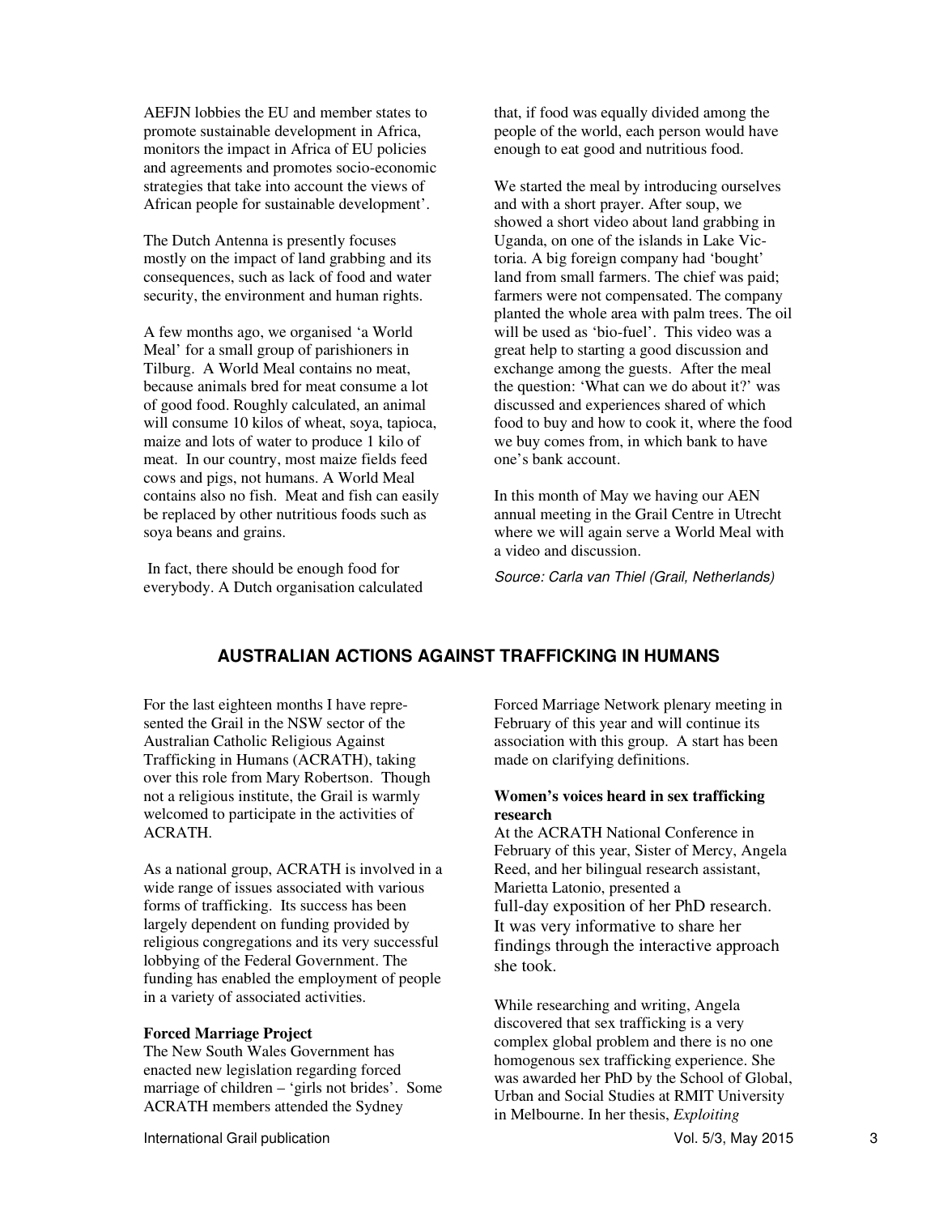AEFJN lobbies the EU and member states to promote sustainable development in Africa, monitors the impact in Africa of EU policies and agreements and promotes socio-economic strategies that take into account the views of African people for sustainable development'.

The Dutch Antenna is presently focuses mostly on the impact of land grabbing and its consequences, such as lack of food and water security, the environment and human rights.

A few months ago, we organised 'a World Meal' for a small group of parishioners in Tilburg. A World Meal contains no meat, because animals bred for meat consume a lot of good food. Roughly calculated, an animal will consume 10 kilos of wheat, soya, tapioca, maize and lots of water to produce 1 kilo of meat. In our country, most maize fields feed cows and pigs, not humans. A World Meal contains also no fish. Meat and fish can easily be replaced by other nutritious foods such as soya beans and grains.

In fact, there should be enough food for everybody. A Dutch organisation calculated that, if food was equally divided among the people of the world, each person would have enough to eat good and nutritious food.

We started the meal by introducing ourselves and with a short prayer. After soup, we showed a short video about land grabbing in Uganda, on one of the islands in Lake Victoria. A big foreign company had 'bought' land from small farmers. The chief was paid; farmers were not compensated. The company planted the whole area with palm trees. The oil will be used as 'bio-fuel'. This video was a great help to starting a good discussion and exchange among the guests. After the meal the question: 'What can we do about it?' was discussed and experiences shared of which food to buy and how to cook it, where the food we buy comes from, in which bank to have one's bank account.

In this month of May we having our AEN annual meeting in the Grail Centre in Utrecht where we will again serve a World Meal with a video and discussion.

*Source: Carla van Thiel (Grail, Netherlands)*

## AUSTRALIAN ACTIONS AGAINST TRAFFICKING IN HUMANS

For the last eighteen months I have represented the Grail in the NSW sector of the Australian Catholic Religious Against Trafficking in Humans (ACRATH), taking over this role from Mary Robertson. Though not a religious institute, the Grail is warmly welcomed to participate in the activities of ACRATH.

As a national group, ACRATH is involved in a wide range of issues associated with various forms of trafficking. Its success has been largely dependent on funding provided by religious congregations and its very successful lobbying of the Federal Government. The funding has enabled the employment of people in a variety of associated activities.

**Forced Marriage Project**

The New South Wales Government has enacted new legislation regarding forced marriage of children – 'girls not brides'. Some ACRATH members attended the Sydney Forced Marriage Network plenary meeting in February of this year and will continue its association with this group. A start has been made on clarifying definitions.

**Women's voices heard in sex trafficking research**

At the ACRATH National Conference in February of this year, Sister of Mercy, Angela Reed, and her bilingual research assistant, Marietta Latonio, presented a full-day exposition of her PhD research. It was very informative to share her findings through the interactive approach she took.

While researching and writing, Angela discovered that sex trafficking is a very complex global problem and there is no one homogenous sex trafficking experience. She was awarded her PhD by the School of Global, Urban and Social Studies at RMIT University in Melbourne. In her thesis, *Exploiting*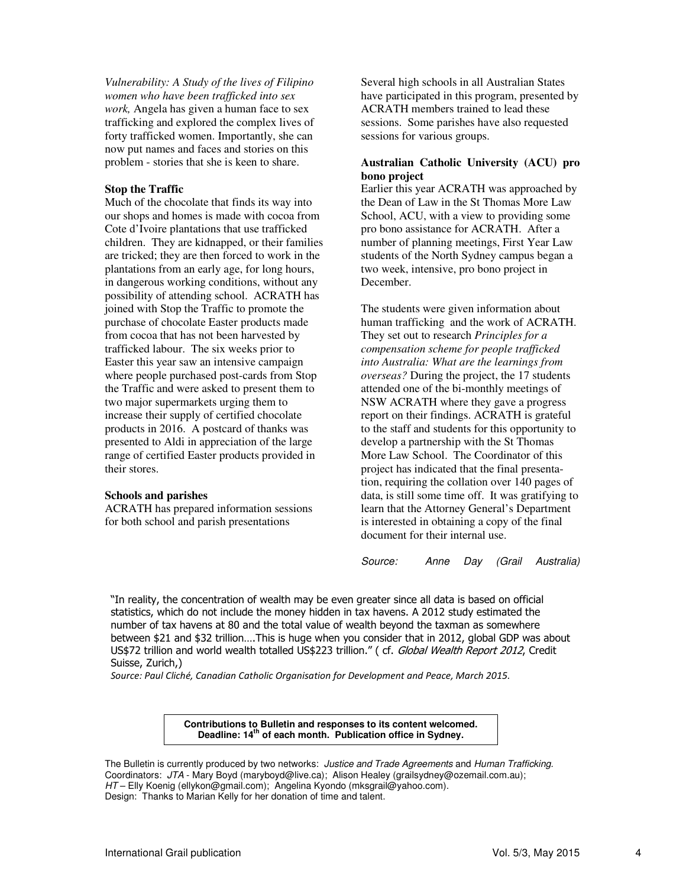*Vulnerability: A Study of the lives of Filipino women who have been trafficked into sex work,* Angela has given a human face to sex trafficking and explored the complex lives of forty trafficked women. Importantly, she can now put names and faces and stories on this problem - stories that she is keen to share.

**Stop the Traffic**

Much of the chocolate that finds its way into our shops and homes is made with cocoa from Cote d'Ivoire plantations that use trafficked children. They are kidnapped, or their families are tricked; they are then forced to work in the plantations from an early age, for long hours, in dangerous working conditions, without any possibility of attending school. ACRATH has joined with Stop the Traffic to promote the purchase of chocolate Easter products made from cocoa that has not been harvested by trafficked labour. The six weeks prior to Easter this year saw an intensive campaign where people purchased post-cards from Stop the Traffic and were asked to present them to two major supermarkets urging them to increase their supply of certified chocolate products in 2016. A postcard of thanks was presented to Aldi in appreciation of the large range of certified Easter products provided in their stores.

**Schools and parishes**

ACRATH has prepared information sessions for both school and parish presentations

Several high schools in all Australian States have participated in this program, presented by ACRATH members trained to lead these sessions. Some parishes have also requested sessions for various groups.

**Australian Catholic University (ACU) pro bono project**

Earlier this year ACRATH was approached by the Dean of Law in the St Thomas More Law School, ACU, with a view to providing some pro bono assistance for ACRATH. After a number of planning meetings, First Year Law students of the North Sydney campus began a two week, intensive, pro bono project in December.

The students were given information about human trafficking and the work of ACRATH. They set out to research *Principles for a compensation scheme for people trafficked into Australia: What are the learnings from overseas?* During the project, the 17 students attended one of the bi-monthly meetings of NSW ACRATH where they gave a progress report on their findings. ACRATH is grateful to the staff and students for this opportunity to develop a partnership with the St Thomas More Law School. The Coordinator of this project has indicated that the final presentation, requiring the collation over 140 pages of data, is still some time off. It was gratifying to learn that the Attorney General's Department is interested in obtaining a copy of the final document for their internal use.

*Source: Anne Day (Grail Australia)*

"In reality, the concentration of wealth may be even greater since all data is based on official statistics, which do not include the money hidden in tax havens. A 2012 study estimated the number of tax havens at 80 and the total value of wealth beyond the taxman as somewhere between $21 and $32 trillion….This is huge when you consider that in 2012, global GDP was about US$72 trillion and world wealth totalled US$223 trillion." ( cf. *Global Wealth Report 2012*, Credit Suisse, Zurich,)

*Source: Paul Cliché, Canadian Catholic Organisation for Development and Peace, March 2015.*

**Contributions to Bulletin and responses to its content welcomed.**
**Deadline: 14th of each month. Publication office in Sydney.**

The Bulletin is currently produced by two networks: *Justice and Trade Agreements* and *Human Trafficking.*
Coordinators: *JTA* - Mary Boyd (maryboyd@live.ca); Alison Healey (grailsydney@ozemail.com.au);
*HT* – Elly Koenig (ellykon@gmail.com); Angelina Kyondo (mksgrail@yahoo.com).
Design: Thanks to Marian Kelly for her donation of time and talent.